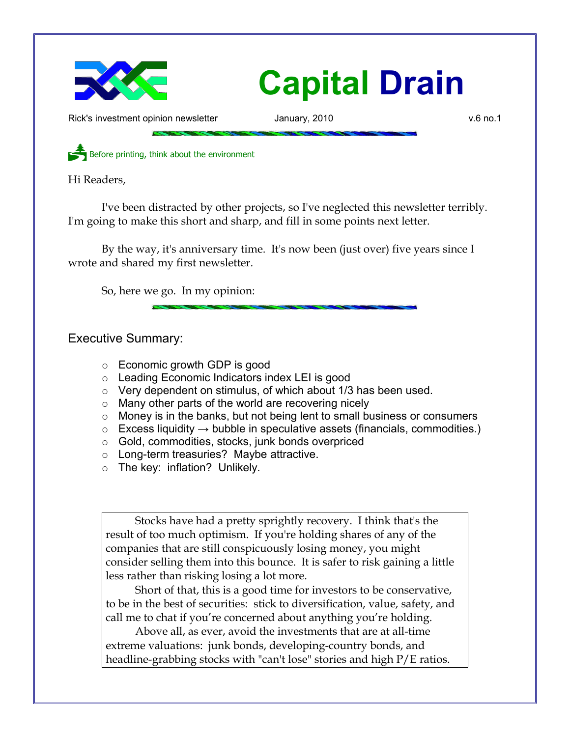# Capital Drain

Rick's investment opinion newsletter — January, 2010 — v.6 no.1

Before printing, think about the environment

Hi Readers,

I've been distracted by other projects, so I've neglected this newsletter terribly. I'm going to make this short and sharp, and fill in some points next letter.

By the way, it's anniversary time. It's now been (just over) five years since I wrote and shared my first newsletter.

So, here we go. In my opinion:

## Executive Summary:

- Economic growth GDP is good
- Leading Economic Indicators index LEI is good
- Very dependent on stimulus, of which about 1/3 has been used.
- Many other parts of the world are recovering nicely
- Money is in the banks, but not being lent to small business or consumers
- Excess liquidity → bubble in speculative assets (financials, commodities.)
- Gold, commodities, stocks, junk bonds overpriced
- Long-term treasuries? Maybe attractive.
- The key: inflation? Unlikely.

Stocks have had a pretty sprightly recovery. I think that's the result of too much optimism. If you're holding shares of any of the companies that are still conspicuously losing money, you might consider selling them into this bounce. It is safer to risk gaining a little less rather than risking losing a lot more.

Short of that, this is a good time for investors to be conservative, to be in the best of securities: stick to diversification, value, safety, and call me to chat if you're concerned about anything you're holding.

Above all, as ever, avoid the investments that are at all-time extreme valuations: junk bonds, developing-country bonds, and headline-grabbing stocks with "can't lose" stories and high P/E ratios.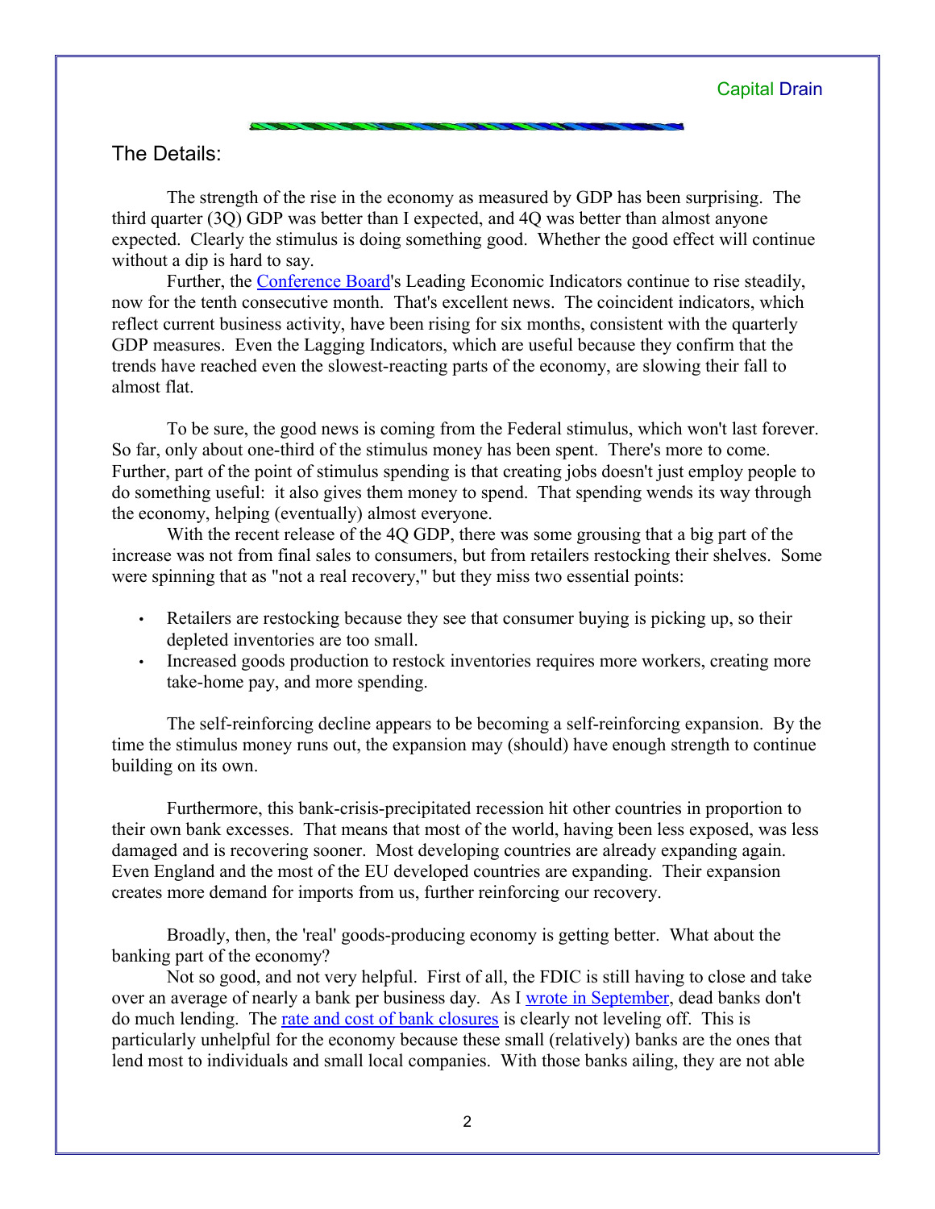## The Details:

The strength of the rise in the economy as measured by GDP has been surprising. The third quarter (3Q) GDP was better than I expected, and 4Q was better than almost anyone expected. Clearly the stimulus is doing something good. Whether the good effect will continue without a dip is hard to say.

Further, the Conference Board's Leading Economic Indicators continue to rise steadily, now for the tenth consecutive month. That's excellent news. The coincident indicators, which reflect current business activity, have been rising for six months, consistent with the quarterly GDP measures. Even the Lagging Indicators, which are useful because they confirm that the trends have reached even the slowest-reacting parts of the economy, are slowing their fall to almost flat.

To be sure, the good news is coming from the Federal stimulus, which won't last forever. So far, only about one-third of the stimulus money has been spent. There's more to come. Further, part of the point of stimulus spending is that creating jobs doesn't just employ people to do something useful: it also gives them money to spend. That spending wends its way through the economy, helping (eventually) almost everyone.

With the recent release of the 4Q GDP, there was some grousing that a big part of the increase was not from final sales to consumers, but from retailers restocking their shelves. Some were spinning that as "not a real recovery," but they miss two essential points:

- Retailers are restocking because they see that consumer buying is picking up, so their depleted inventories are too small.
- Increased goods production to restock inventories requires more workers, creating more take-home pay, and more spending.

The self-reinforcing decline appears to be becoming a self-reinforcing expansion. By the time the stimulus money runs out, the expansion may (should) have enough strength to continue building on its own.

Furthermore, this bank-crisis-precipitated recession hit other countries in proportion to their own bank excesses. That means that most of the world, having been less exposed, was less damaged and is recovering sooner. Most developing countries are already expanding again. Even England and the most of the EU developed countries are expanding. Their expansion creates more demand for imports from us, further reinforcing our recovery.

Broadly, then, the 'real' goods-producing economy is getting better. What about the banking part of the economy?

Not so good, and not very helpful. First of all, the FDIC is still having to close and take over an average of nearly a bank per business day. As I wrote in September, dead banks don't do much lending. The rate and cost of bank closures is clearly not leveling off. This is particularly unhelpful for the economy because these small (relatively) banks are the ones that lend most to individuals and small local companies. With those banks ailing, they are not able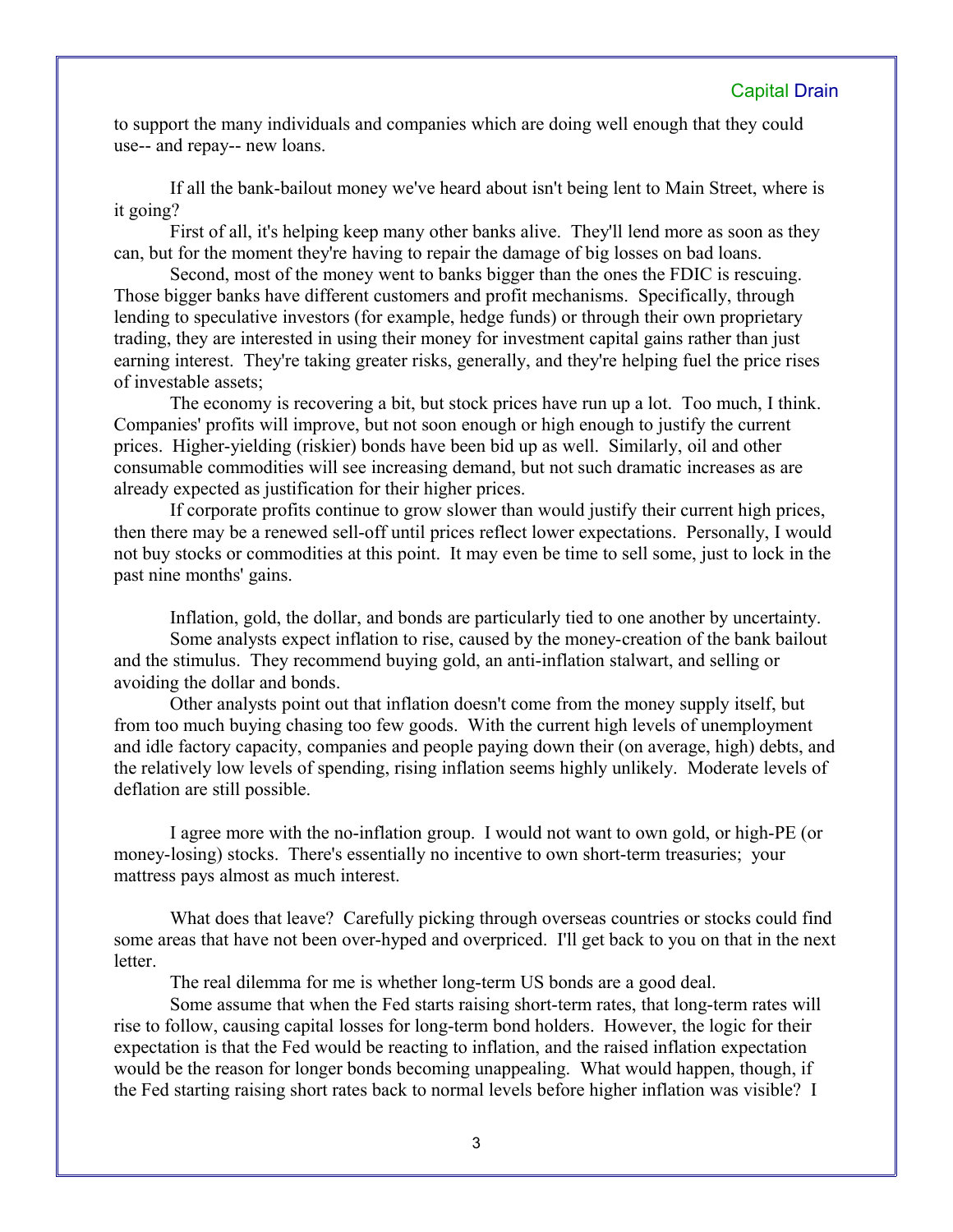to support the many individuals and companies which are doing well enough that they could use-- and repay-- new loans.

If all the bank-bailout money we've heard about isn't being lent to Main Street, where is it going?

First of all, it's helping keep many other banks alive. They'll lend more as soon as they can, but for the moment they're having to repair the damage of big losses on bad loans.

Second, most of the money went to banks bigger than the ones the FDIC is rescuing. Those bigger banks have different customers and profit mechanisms. Specifically, through lending to speculative investors (for example, hedge funds) or through their own proprietary trading, they are interested in using their money for investment capital gains rather than just earning interest. They're taking greater risks, generally, and they're helping fuel the price rises of investable assets;

The economy is recovering a bit, but stock prices have run up a lot. Too much, I think. Companies' profits will improve, but not soon enough or high enough to justify the current prices. Higher-yielding (riskier) bonds have been bid up as well. Similarly, oil and other consumable commodities will see increasing demand, but not such dramatic increases as are already expected as justification for their higher prices.

If corporate profits continue to grow slower than would justify their current high prices, then there may be a renewed sell-off until prices reflect lower expectations. Personally, I would not buy stocks or commodities at this point. It may even be time to sell some, just to lock in the past nine months' gains.

Inflation, gold, the dollar, and bonds are particularly tied to one another by uncertainty.

Some analysts expect inflation to rise, caused by the money-creation of the bank bailout and the stimulus. They recommend buying gold, an anti-inflation stalwart, and selling or avoiding the dollar and bonds.

Other analysts point out that inflation doesn't come from the money supply itself, but from too much buying chasing too few goods. With the current high levels of unemployment and idle factory capacity, companies and people paying down their (on average, high) debts, and the relatively low levels of spending, rising inflation seems highly unlikely. Moderate levels of deflation are still possible.

I agree more with the no-inflation group. I would not want to own gold, or high-PE (or money-losing) stocks. There's essentially no incentive to own short-term treasuries; your mattress pays almost as much interest.

What does that leave? Carefully picking through overseas countries or stocks could find some areas that have not been over-hyped and overpriced. I'll get back to you on that in the next letter.

The real dilemma for me is whether long-term US bonds are a good deal.

Some assume that when the Fed starts raising short-term rates, that long-term rates will rise to follow, causing capital losses for long-term bond holders. However, the logic for their expectation is that the Fed would be reacting to inflation, and the raised inflation expectation would be the reason for longer bonds becoming unappealing. What would happen, though, if the Fed starting raising short rates back to normal levels before higher inflation was visible? I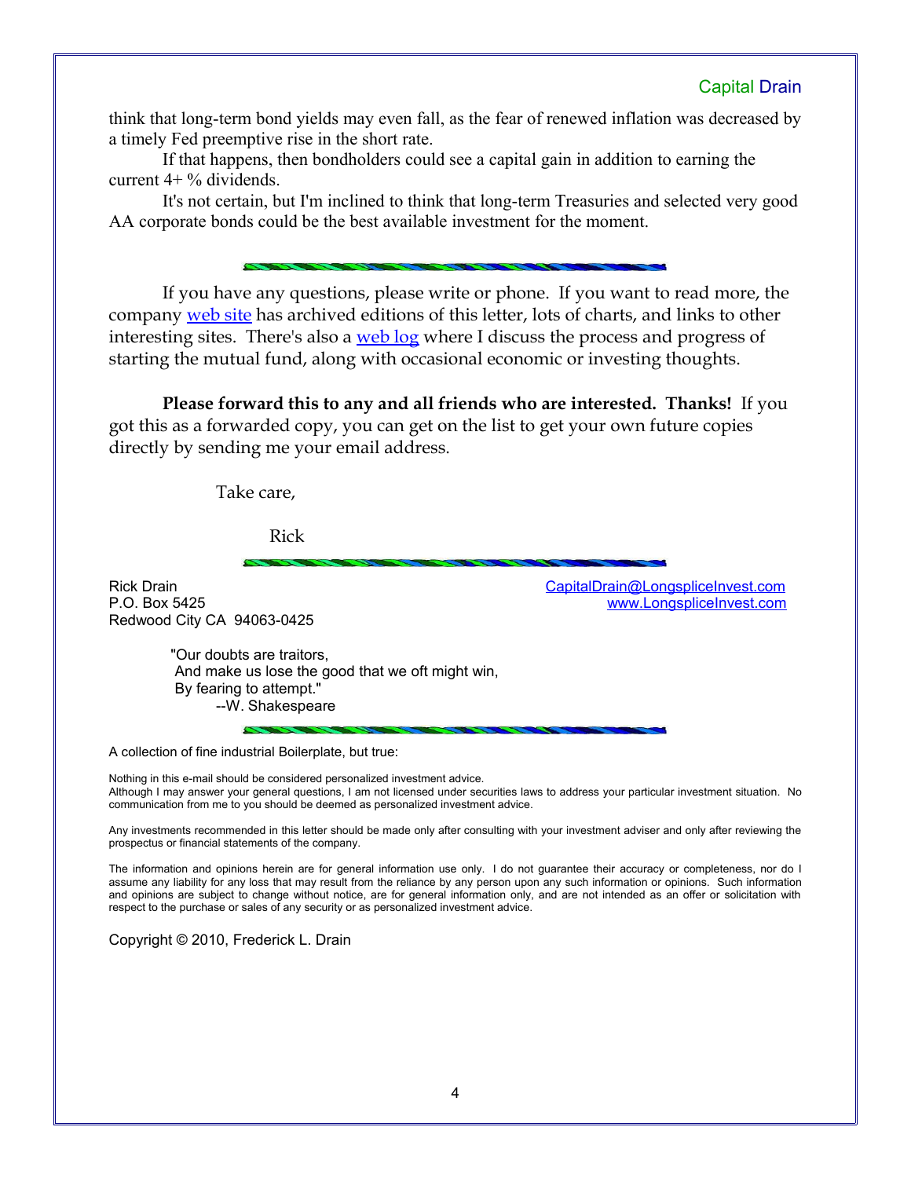think that long-term bond yields may even fall, as the fear of renewed inflation was decreased by a timely Fed preemptive rise in the short rate.

If that happens, then bondholders could see a capital gain in addition to earning the current 4+ % dividends.

It's not certain, but I'm inclined to think that long-term Treasuries and selected very good AA corporate bonds could be the best available investment for the moment.

---

If you have any questions, please write or phone. If you want to read more, the company web site has archived editions of this letter, lots of charts, and links to other interesting sites. There's also a web log where I discuss the process and progress of starting the mutual fund, along with occasional economic or investing thoughts.

**Please forward this to any and all friends who are interested. Thanks!** If you got this as a forwarded copy, you can get on the list to get your own future copies directly by sending me your email address.

Take care,

Rick

---

Rick Drain
P.O. Box 5425
Redwood City CA 94063-0425

CapitalDrain@LongspliceInvest.com
www.LongspliceInvest.com

"Our doubts are traitors,
And make us lose the good that we oft might win,
By fearing to attempt."
--W. Shakespeare

---

A collection of fine industrial Boilerplate, but true:

Nothing in this e-mail should be considered personalized investment advice.
Although I may answer your general questions, I am not licensed under securities laws to address your particular investment situation. No communication from me to you should be deemed as personalized investment advice.

Any investments recommended in this letter should be made only after consulting with your investment adviser and only after reviewing the prospectus or financial statements of the company.

The information and opinions herein are for general information use only. I do not guarantee their accuracy or completeness, nor do I assume any liability for any loss that may result from the reliance by any person upon any such information or opinions. Such information and opinions are subject to change without notice, are for general information only, and are not intended as an offer or solicitation with respect to the purchase or sales of any security or as personalized investment advice.

Copyright © 2010, Frederick L. Drain